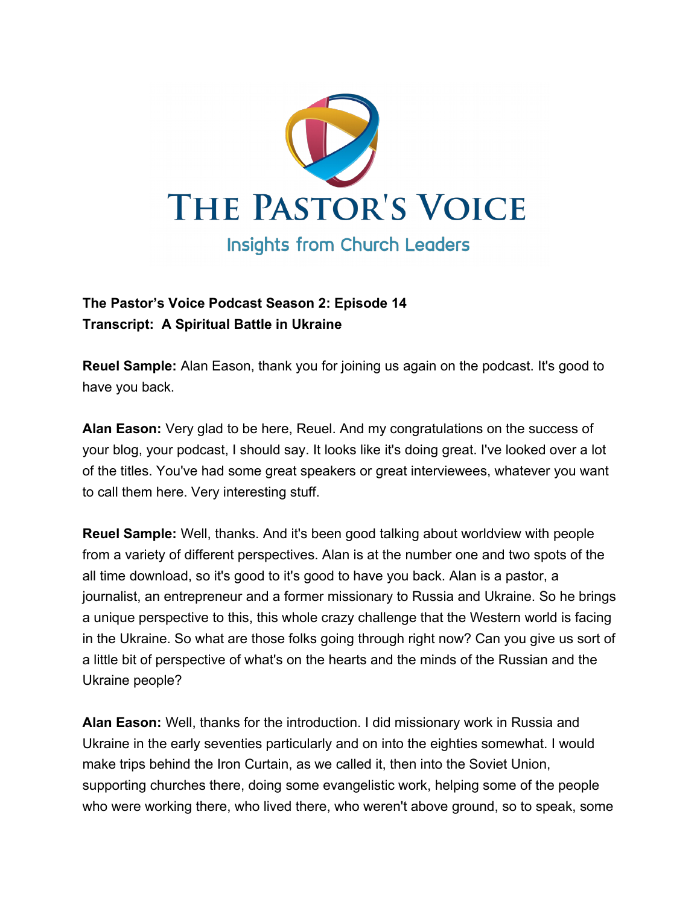# THE PASTOR'S VOICE

Insights from Church Leaders

**The Pastor's Voice Podcast Season 2: Episode 14**
**Transcript: A Spiritual Battle in Ukraine**

**Reuel Sample:** Alan Eason, thank you for joining us again on the podcast. It's good to have you back.

**Alan Eason:** Very glad to be here, Reuel. And my congratulations on the success of your blog, your podcast, I should say. It looks like it's doing great. I've looked over a lot of the titles. You've had some great speakers or great interviewees, whatever you want to call them here. Very interesting stuff.

**Reuel Sample:** Well, thanks. And it's been good talking about worldview with people from a variety of different perspectives. Alan is at the number one and two spots of the all time download, so it's good to it's good to have you back. Alan is a pastor, a journalist, an entrepreneur and a former missionary to Russia and Ukraine. So he brings a unique perspective to this, this whole crazy challenge that the Western world is facing in the Ukraine. So what are those folks going through right now? Can you give us sort of a little bit of perspective of what's on the hearts and the minds of the Russian and the Ukraine people?

**Alan Eason:** Well, thanks for the introduction. I did missionary work in Russia and Ukraine in the early seventies particularly and on into the eighties somewhat. I would make trips behind the Iron Curtain, as we called it, then into the Soviet Union, supporting churches there, doing some evangelistic work, helping some of the people who were working there, who lived there, who weren't above ground, so to speak, some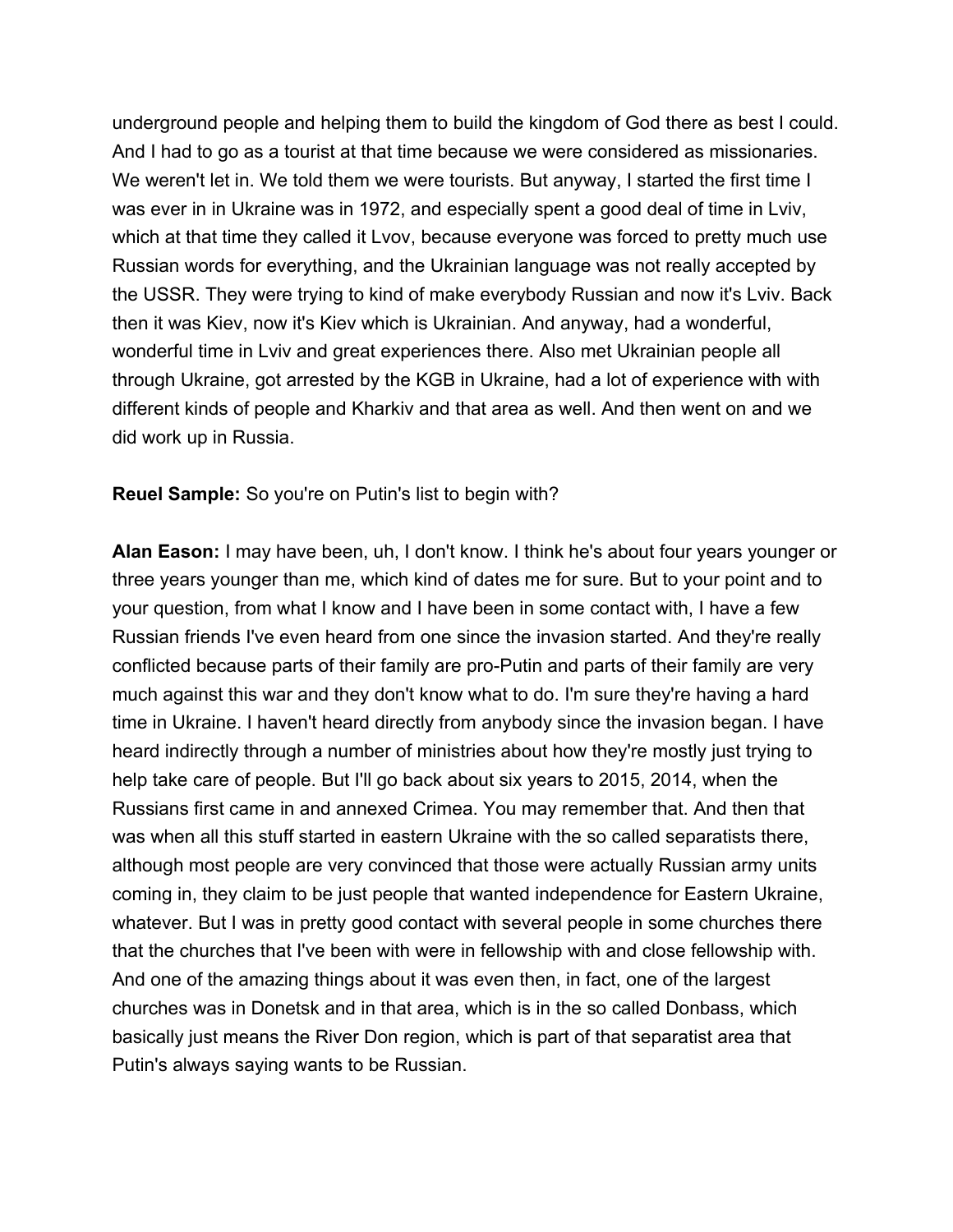underground people and helping them to build the kingdom of God there as best I could. And I had to go as a tourist at that time because we were considered as missionaries. We weren't let in. We told them we were tourists. But anyway, I started the first time I was ever in in Ukraine was in 1972, and especially spent a good deal of time in Lviv, which at that time they called it Lvov, because everyone was forced to pretty much use Russian words for everything, and the Ukrainian language was not really accepted by the USSR. They were trying to kind of make everybody Russian and now it's Lviv. Back then it was Kiev, now it's Kiev which is Ukrainian. And anyway, had a wonderful, wonderful time in Lviv and great experiences there. Also met Ukrainian people all through Ukraine, got arrested by the KGB in Ukraine, had a lot of experience with with different kinds of people and Kharkiv and that area as well. And then went on and we did work up in Russia.

**Reuel Sample:** So you're on Putin's list to begin with?

**Alan Eason:** I may have been, uh, I don't know. I think he's about four years younger or three years younger than me, which kind of dates me for sure. But to your point and to your question, from what I know and I have been in some contact with, I have a few Russian friends I've even heard from one since the invasion started. And they're really conflicted because parts of their family are pro-Putin and parts of their family are very much against this war and they don't know what to do. I'm sure they're having a hard time in Ukraine. I haven't heard directly from anybody since the invasion began. I have heard indirectly through a number of ministries about how they're mostly just trying to help take care of people. But I'll go back about six years to 2015, 2014, when the Russians first came in and annexed Crimea. You may remember that. And then that was when all this stuff started in eastern Ukraine with the so called separatists there, although most people are very convinced that those were actually Russian army units coming in, they claim to be just people that wanted independence for Eastern Ukraine, whatever. But I was in pretty good contact with several people in some churches there that the churches that I've been with were in fellowship with and close fellowship with. And one of the amazing things about it was even then, in fact, one of the largest churches was in Donetsk and in that area, which is in the so called Donbass, which basically just means the River Don region, which is part of that separatist area that Putin's always saying wants to be Russian.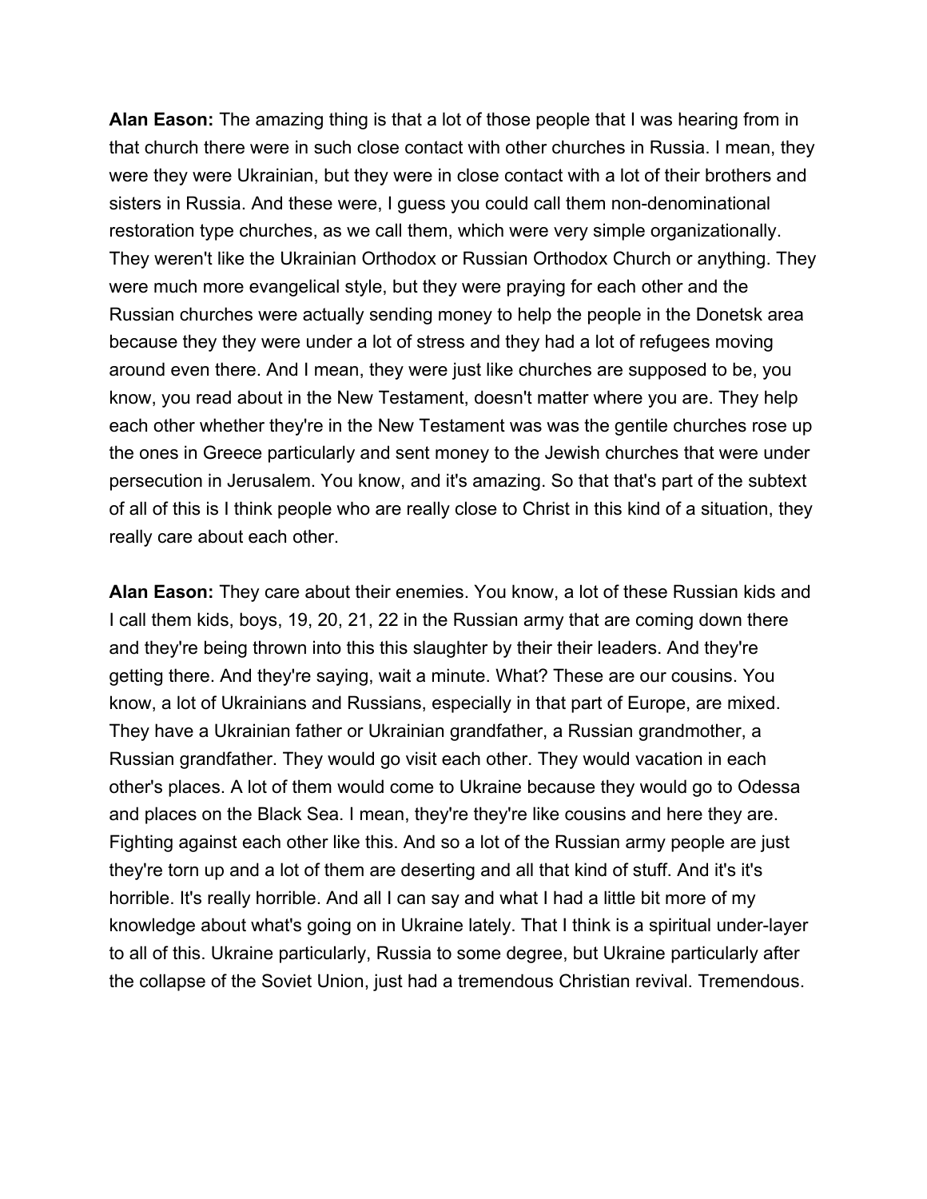**Alan Eason:** The amazing thing is that a lot of those people that I was hearing from in that church there were in such close contact with other churches in Russia. I mean, they were they were Ukrainian, but they were in close contact with a lot of their brothers and sisters in Russia. And these were, I guess you could call them non-denominational restoration type churches, as we call them, which were very simple organizationally. They weren't like the Ukrainian Orthodox or Russian Orthodox Church or anything. They were much more evangelical style, but they were praying for each other and the Russian churches were actually sending money to help the people in the Donetsk area because they they were under a lot of stress and they had a lot of refugees moving around even there. And I mean, they were just like churches are supposed to be, you know, you read about in the New Testament, doesn't matter where you are. They help each other whether they're in the New Testament was was the gentile churches rose up the ones in Greece particularly and sent money to the Jewish churches that were under persecution in Jerusalem. You know, and it's amazing. So that that's part of the subtext of all of this is I think people who are really close to Christ in this kind of a situation, they really care about each other.

**Alan Eason:** They care about their enemies. You know, a lot of these Russian kids and I call them kids, boys, 19, 20, 21, 22 in the Russian army that are coming down there and they're being thrown into this this slaughter by their their leaders. And they're getting there. And they're saying, wait a minute. What? These are our cousins. You know, a lot of Ukrainians and Russians, especially in that part of Europe, are mixed. They have a Ukrainian father or Ukrainian grandfather, a Russian grandmother, a Russian grandfather. They would go visit each other. They would vacation in each other's places. A lot of them would come to Ukraine because they would go to Odessa and places on the Black Sea. I mean, they're they're like cousins and here they are. Fighting against each other like this. And so a lot of the Russian army people are just they're torn up and a lot of them are deserting and all that kind of stuff. And it's it's horrible. It's really horrible. And all I can say and what I had a little bit more of my knowledge about what's going on in Ukraine lately. That I think is a spiritual under-layer to all of this. Ukraine particularly, Russia to some degree, but Ukraine particularly after the collapse of the Soviet Union, just had a tremendous Christian revival. Tremendous.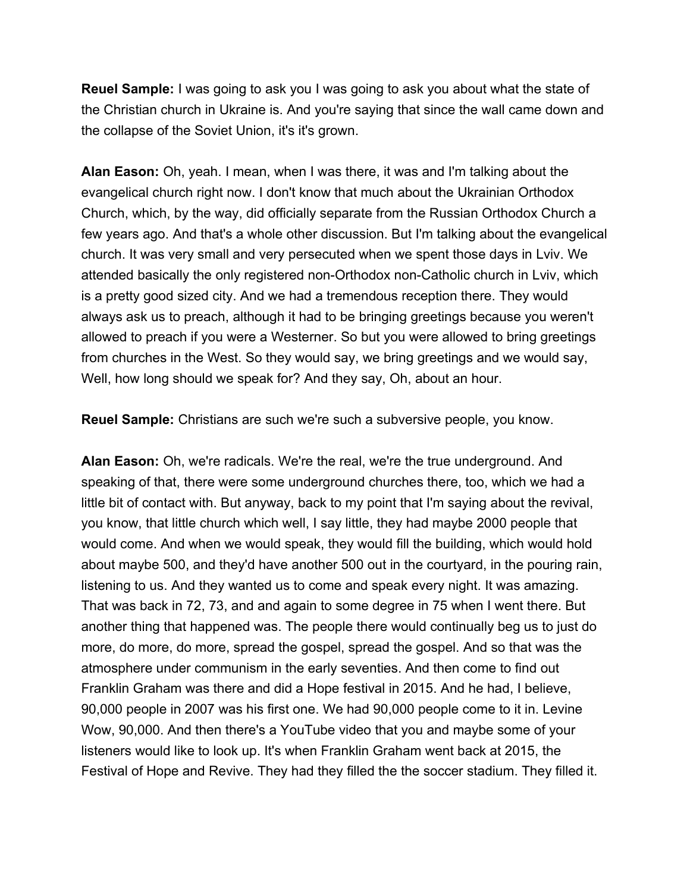**Reuel Sample:** I was going to ask you I was going to ask you about what the state of the Christian church in Ukraine is. And you're saying that since the wall came down and the collapse of the Soviet Union, it's it's grown.

**Alan Eason:** Oh, yeah. I mean, when I was there, it was and I'm talking about the evangelical church right now. I don't know that much about the Ukrainian Orthodox Church, which, by the way, did officially separate from the Russian Orthodox Church a few years ago. And that's a whole other discussion. But I'm talking about the evangelical church. It was very small and very persecuted when we spent those days in Lviv. We attended basically the only registered non-Orthodox non-Catholic church in Lviv, which is a pretty good sized city. And we had a tremendous reception there. They would always ask us to preach, although it had to be bringing greetings because you weren't allowed to preach if you were a Westerner. So but you were allowed to bring greetings from churches in the West. So they would say, we bring greetings and we would say, Well, how long should we speak for? And they say, Oh, about an hour.

**Reuel Sample:** Christians are such we're such a subversive people, you know.

**Alan Eason:** Oh, we're radicals. We're the real, we're the true underground. And speaking of that, there were some underground churches there, too, which we had a little bit of contact with. But anyway, back to my point that I'm saying about the revival, you know, that little church which well, I say little, they had maybe 2000 people that would come. And when we would speak, they would fill the building, which would hold about maybe 500, and they'd have another 500 out in the courtyard, in the pouring rain, listening to us. And they wanted us to come and speak every night. It was amazing. That was back in 72, 73, and and again to some degree in 75 when I went there. But another thing that happened was. The people there would continually beg us to just do more, do more, do more, spread the gospel, spread the gospel. And so that was the atmosphere under communism in the early seventies. And then come to find out Franklin Graham was there and did a Hope festival in 2015. And he had, I believe, 90,000 people in 2007 was his first one. We had 90,000 people come to it in. Levine Wow, 90,000. And then there's a YouTube video that you and maybe some of your listeners would like to look up. It's when Franklin Graham went back at 2015, the Festival of Hope and Revive. They had they filled the the soccer stadium. They filled it.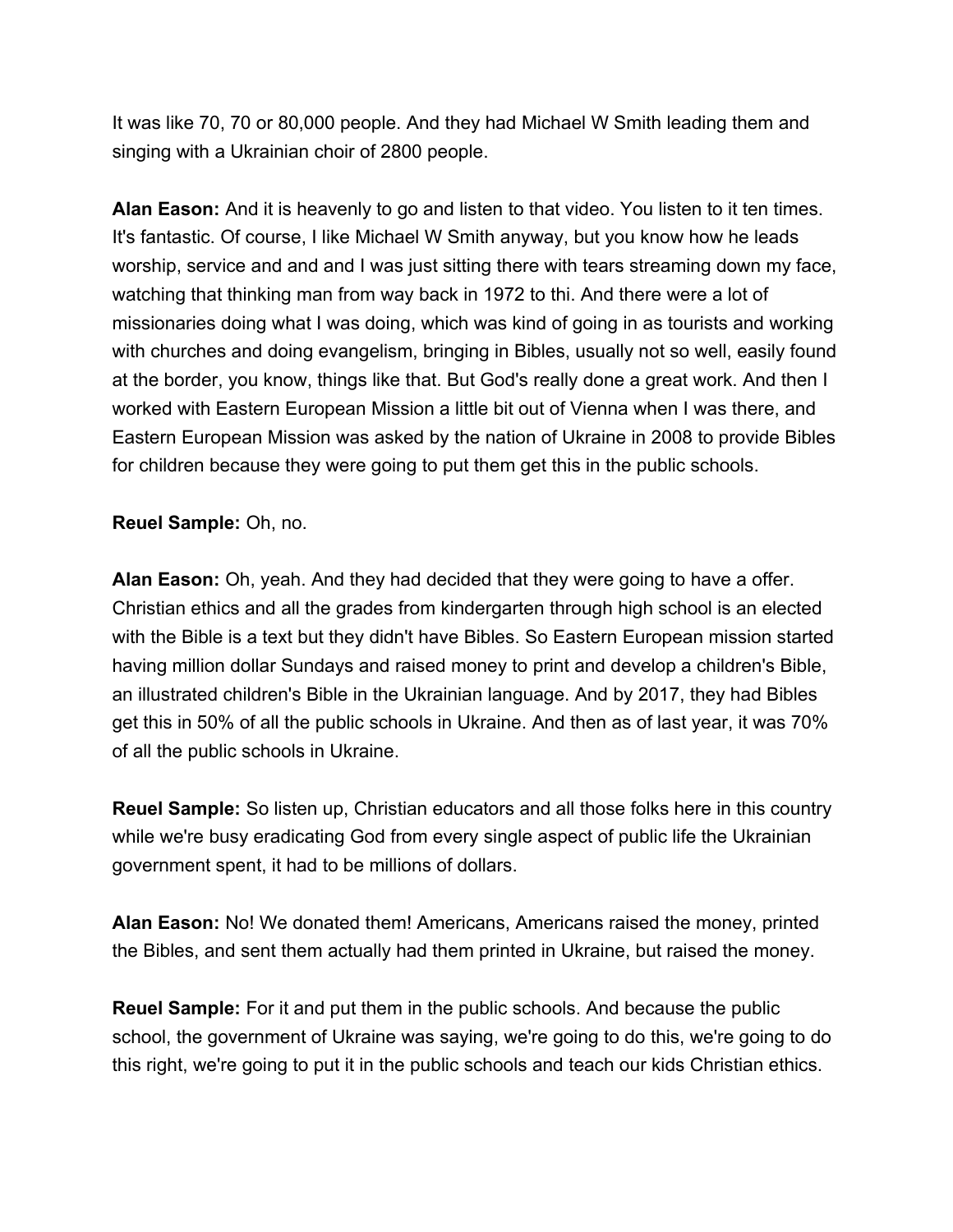It was like 70, 70 or 80,000 people. And they had Michael W Smith leading them and singing with a Ukrainian choir of 2800 people.

**Alan Eason:** And it is heavenly to go and listen to that video. You listen to it ten times. It's fantastic. Of course, I like Michael W Smith anyway, but you know how he leads worship, service and and and I was just sitting there with tears streaming down my face, watching that thinking man from way back in 1972 to thi. And there were a lot of missionaries doing what I was doing, which was kind of going in as tourists and working with churches and doing evangelism, bringing in Bibles, usually not so well, easily found at the border, you know, things like that. But God's really done a great work. And then I worked with Eastern European Mission a little bit out of Vienna when I was there, and Eastern European Mission was asked by the nation of Ukraine in 2008 to provide Bibles for children because they were going to put them get this in the public schools.

**Reuel Sample:** Oh, no.

**Alan Eason:** Oh, yeah. And they had decided that they were going to have a offer. Christian ethics and all the grades from kindergarten through high school is an elected with the Bible is a text but they didn't have Bibles. So Eastern European mission started having million dollar Sundays and raised money to print and develop a children's Bible, an illustrated children's Bible in the Ukrainian language. And by 2017, they had Bibles get this in 50% of all the public schools in Ukraine. And then as of last year, it was 70% of all the public schools in Ukraine.

**Reuel Sample:** So listen up, Christian educators and all those folks here in this country while we're busy eradicating God from every single aspect of public life the Ukrainian government spent, it had to be millions of dollars.

**Alan Eason:** No! We donated them! Americans, Americans raised the money, printed the Bibles, and sent them actually had them printed in Ukraine, but raised the money.

**Reuel Sample:** For it and put them in the public schools. And because the public school, the government of Ukraine was saying, we're going to do this, we're going to do this right, we're going to put it in the public schools and teach our kids Christian ethics.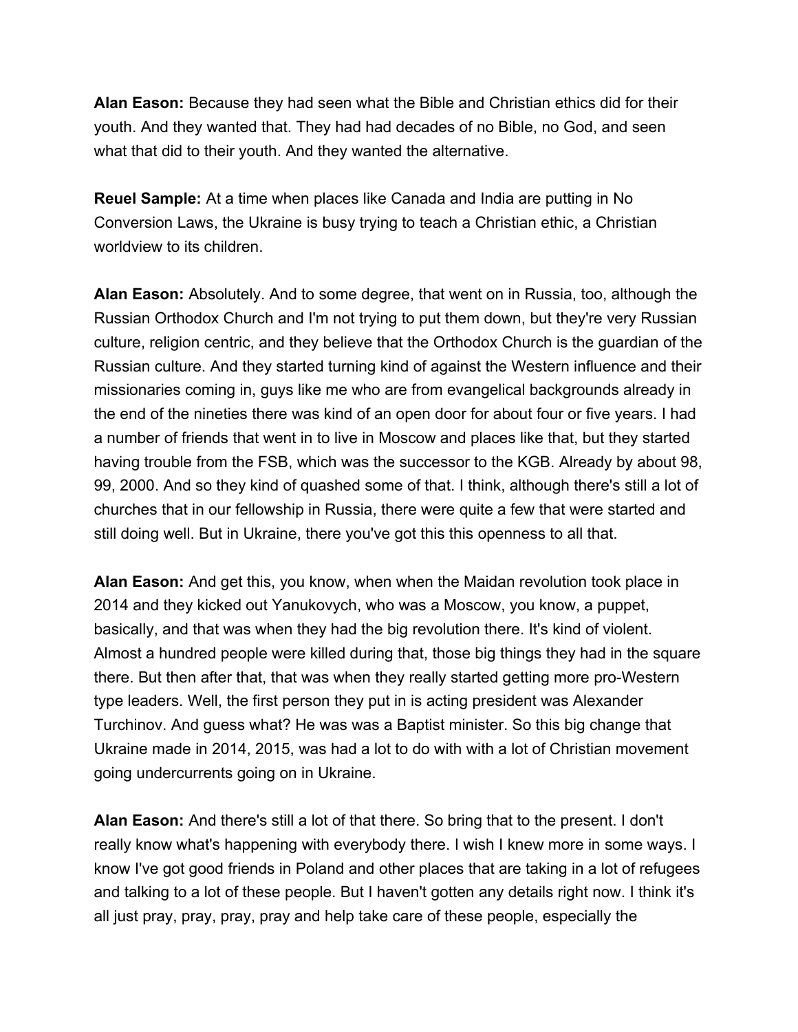**Alan Eason:** Because they had seen what the Bible and Christian ethics did for their youth. And they wanted that. They had had decades of no Bible, no God, and seen what that did to their youth. And they wanted the alternative.

**Reuel Sample:** At a time when places like Canada and India are putting in No Conversion Laws, the Ukraine is busy trying to teach a Christian ethic, a Christian worldview to its children.

**Alan Eason:** Absolutely. And to some degree, that went on in Russia, too, although the Russian Orthodox Church and I'm not trying to put them down, but they're very Russian culture, religion centric, and they believe that the Orthodox Church is the guardian of the Russian culture. And they started turning kind of against the Western influence and their missionaries coming in, guys like me who are from evangelical backgrounds already in the end of the nineties there was kind of an open door for about four or five years. I had a number of friends that went in to live in Moscow and places like that, but they started having trouble from the FSB, which was the successor to the KGB. Already by about 98, 99, 2000. And so they kind of quashed some of that. I think, although there's still a lot of churches that in our fellowship in Russia, there were quite a few that were started and still doing well. But in Ukraine, there you've got this this openness to all that.

**Alan Eason:** And get this, you know, when when the Maidan revolution took place in 2014 and they kicked out Yanukovych, who was a Moscow, you know, a puppet, basically, and that was when they had the big revolution there. It's kind of violent. Almost a hundred people were killed during that, those big things they had in the square there. But then after that, that was when they really started getting more pro-Western type leaders. Well, the first person they put in is acting president was Alexander Turchinov. And guess what? He was was a Baptist minister. So this big change that Ukraine made in 2014, 2015, was had a lot to do with with a lot of Christian movement going undercurrents going on in Ukraine.

**Alan Eason:** And there's still a lot of that there. So bring that to the present. I don't really know what's happening with everybody there. I wish I knew more in some ways. I know I've got good friends in Poland and other places that are taking in a lot of refugees and talking to a lot of these people. But I haven't gotten any details right now. I think it's all just pray, pray, pray, pray and help take care of these people, especially the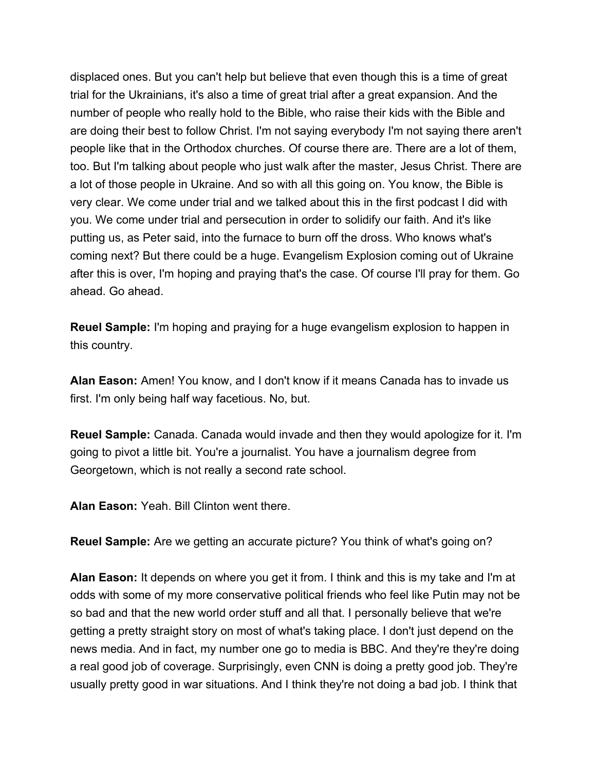displaced ones. But you can't help but believe that even though this is a time of great trial for the Ukrainians, it's also a time of great trial after a great expansion. And the number of people who really hold to the Bible, who raise their kids with the Bible and are doing their best to follow Christ. I'm not saying everybody I'm not saying there aren't people like that in the Orthodox churches. Of course there are. There are a lot of them, too. But I'm talking about people who just walk after the master, Jesus Christ. There are a lot of those people in Ukraine. And so with all this going on. You know, the Bible is very clear. We come under trial and we talked about this in the first podcast I did with you. We come under trial and persecution in order to solidify our faith. And it's like putting us, as Peter said, into the furnace to burn off the dross. Who knows what's coming next? But there could be a huge. Evangelism Explosion coming out of Ukraine after this is over, I'm hoping and praying that's the case. Of course I'll pray for them. Go ahead. Go ahead.

**Reuel Sample:** I'm hoping and praying for a huge evangelism explosion to happen in this country.

**Alan Eason:** Amen! You know, and I don't know if it means Canada has to invade us first. I'm only being half way facetious. No, but.

**Reuel Sample:** Canada. Canada would invade and then they would apologize for it. I'm going to pivot a little bit. You're a journalist. You have a journalism degree from Georgetown, which is not really a second rate school.

**Alan Eason:** Yeah. Bill Clinton went there.

**Reuel Sample:** Are we getting an accurate picture? You think of what's going on?

**Alan Eason:** It depends on where you get it from. I think and this is my take and I'm at odds with some of my more conservative political friends who feel like Putin may not be so bad and that the new world order stuff and all that. I personally believe that we're getting a pretty straight story on most of what's taking place. I don't just depend on the news media. And in fact, my number one go to media is BBC. And they're they're doing a real good job of coverage. Surprisingly, even CNN is doing a pretty good job. They're usually pretty good in war situations. And I think they're not doing a bad job. I think that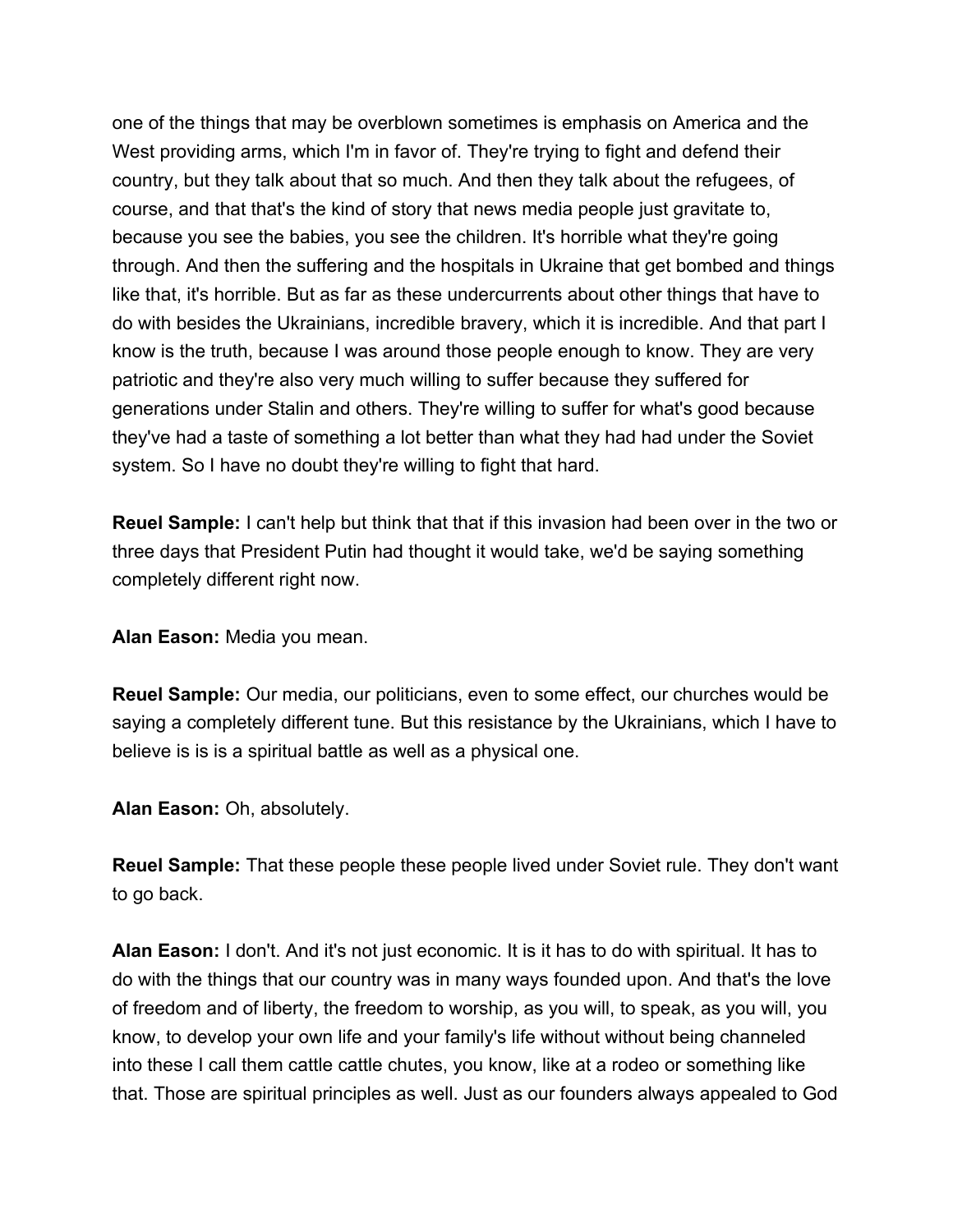one of the things that may be overblown sometimes is emphasis on America and the West providing arms, which I'm in favor of. They're trying to fight and defend their country, but they talk about that so much. And then they talk about the refugees, of course, and that that's the kind of story that news media people just gravitate to, because you see the babies, you see the children. It's horrible what they're going through. And then the suffering and the hospitals in Ukraine that get bombed and things like that, it's horrible. But as far as these undercurrents about other things that have to do with besides the Ukrainians, incredible bravery, which it is incredible. And that part I know is the truth, because I was around those people enough to know. They are very patriotic and they're also very much willing to suffer because they suffered for generations under Stalin and others. They're willing to suffer for what's good because they've had a taste of something a lot better than what they had had under the Soviet system. So I have no doubt they're willing to fight that hard.

**Reuel Sample:** I can't help but think that that if this invasion had been over in the two or three days that President Putin had thought it would take, we'd be saying something completely different right now.

**Alan Eason:** Media you mean.

**Reuel Sample:** Our media, our politicians, even to some effect, our churches would be saying a completely different tune. But this resistance by the Ukrainians, which I have to believe is is is a spiritual battle as well as a physical one.

**Alan Eason:** Oh, absolutely.

**Reuel Sample:** That these people these people lived under Soviet rule. They don't want to go back.

**Alan Eason:** I don't. And it's not just economic. It is it has to do with spiritual. It has to do with the things that our country was in many ways founded upon. And that's the love of freedom and of liberty, the freedom to worship, as you will, to speak, as you will, you know, to develop your own life and your family's life without without being channeled into these I call them cattle cattle chutes, you know, like at a rodeo or something like that. Those are spiritual principles as well. Just as our founders always appealed to God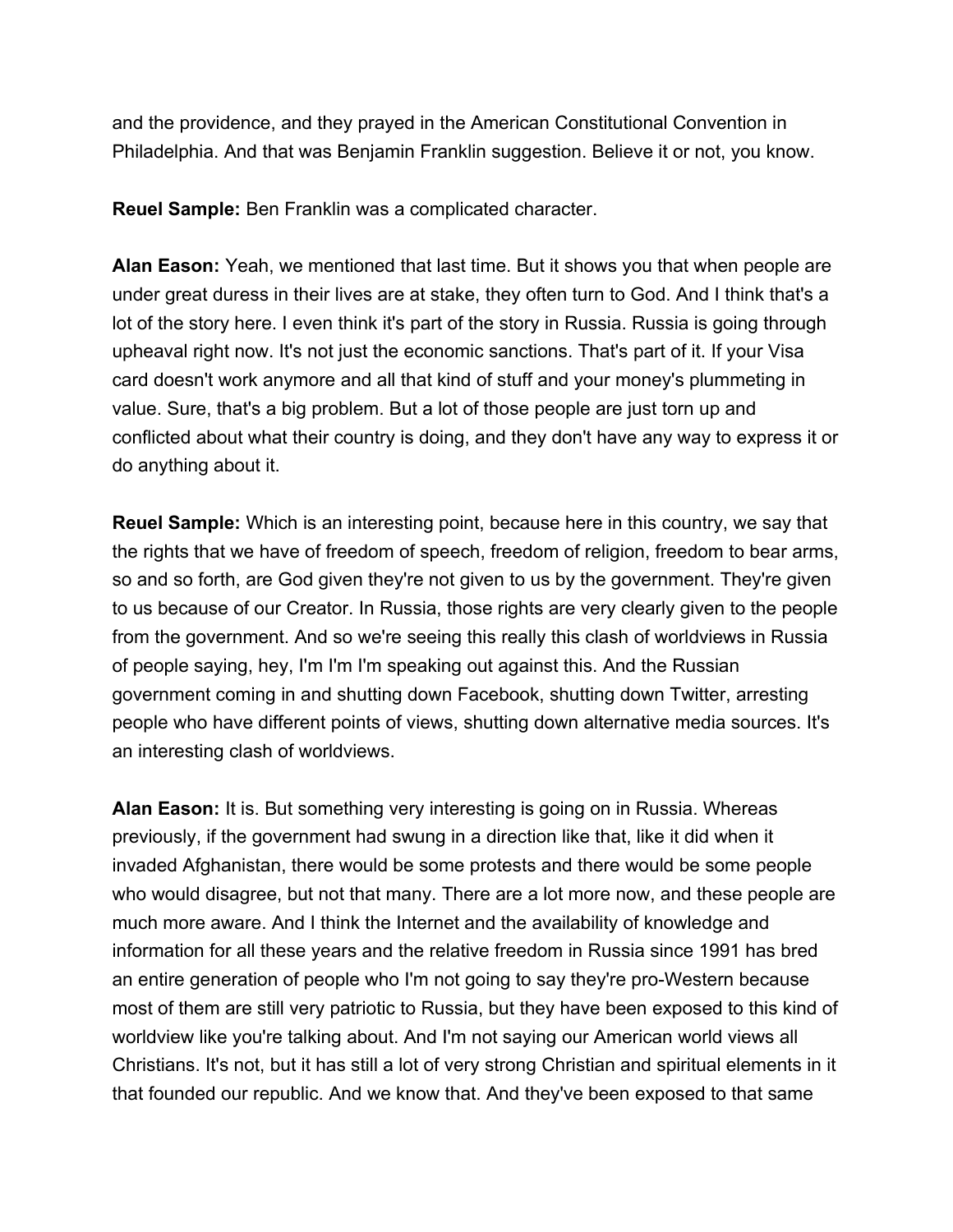and the providence, and they prayed in the American Constitutional Convention in Philadelphia. And that was Benjamin Franklin suggestion. Believe it or not, you know.

**Reuel Sample:** Ben Franklin was a complicated character.

**Alan Eason:** Yeah, we mentioned that last time. But it shows you that when people are under great duress in their lives are at stake, they often turn to God. And I think that's a lot of the story here. I even think it's part of the story in Russia. Russia is going through upheaval right now. It's not just the economic sanctions. That's part of it. If your Visa card doesn't work anymore and all that kind of stuff and your money's plummeting in value. Sure, that's a big problem. But a lot of those people are just torn up and conflicted about what their country is doing, and they don't have any way to express it or do anything about it.

**Reuel Sample:** Which is an interesting point, because here in this country, we say that the rights that we have of freedom of speech, freedom of religion, freedom to bear arms, so and so forth, are God given they're not given to us by the government. They're given to us because of our Creator. In Russia, those rights are very clearly given to the people from the government. And so we're seeing this really this clash of worldviews in Russia of people saying, hey, I'm I'm I'm speaking out against this. And the Russian government coming in and shutting down Facebook, shutting down Twitter, arresting people who have different points of views, shutting down alternative media sources. It's an interesting clash of worldviews.

**Alan Eason:** It is. But something very interesting is going on in Russia. Whereas previously, if the government had swung in a direction like that, like it did when it invaded Afghanistan, there would be some protests and there would be some people who would disagree, but not that many. There are a lot more now, and these people are much more aware. And I think the Internet and the availability of knowledge and information for all these years and the relative freedom in Russia since 1991 has bred an entire generation of people who I'm not going to say they're pro-Western because most of them are still very patriotic to Russia, but they have been exposed to this kind of worldview like you're talking about. And I'm not saying our American world views all Christians. It's not, but it has still a lot of very strong Christian and spiritual elements in it that founded our republic. And we know that. And they've been exposed to that same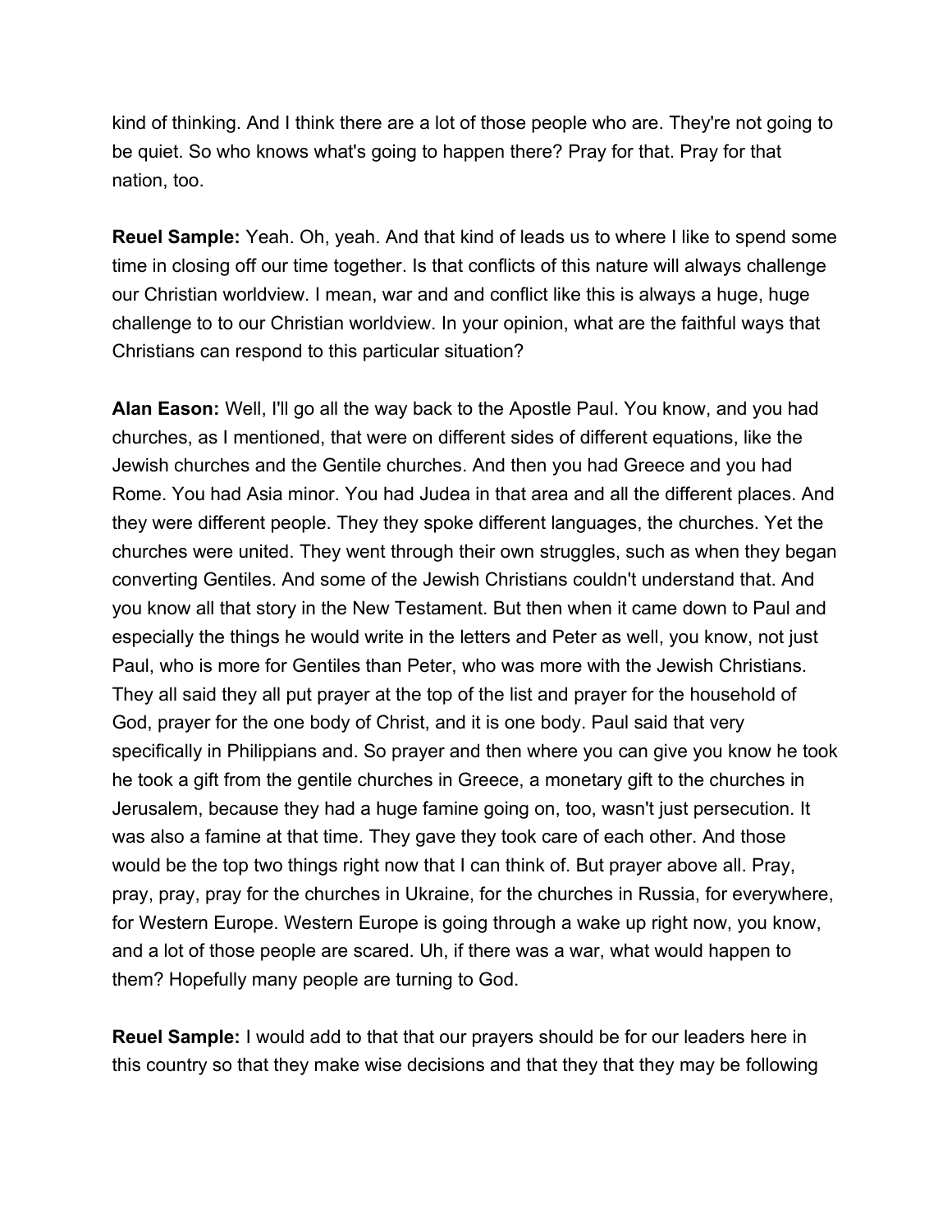kind of thinking. And I think there are a lot of those people who are. They're not going to be quiet. So who knows what's going to happen there? Pray for that. Pray for that nation, too.

**Reuel Sample:** Yeah. Oh, yeah. And that kind of leads us to where I like to spend some time in closing off our time together. Is that conflicts of this nature will always challenge our Christian worldview. I mean, war and and conflict like this is always a huge, huge challenge to to our Christian worldview. In your opinion, what are the faithful ways that Christians can respond to this particular situation?

**Alan Eason:** Well, I'll go all the way back to the Apostle Paul. You know, and you had churches, as I mentioned, that were on different sides of different equations, like the Jewish churches and the Gentile churches. And then you had Greece and you had Rome. You had Asia minor. You had Judea in that area and all the different places. And they were different people. They they spoke different languages, the churches. Yet the churches were united. They went through their own struggles, such as when they began converting Gentiles. And some of the Jewish Christians couldn't understand that. And you know all that story in the New Testament. But then when it came down to Paul and especially the things he would write in the letters and Peter as well, you know, not just Paul, who is more for Gentiles than Peter, who was more with the Jewish Christians. They all said they all put prayer at the top of the list and prayer for the household of God, prayer for the one body of Christ, and it is one body. Paul said that very specifically in Philippians and. So prayer and then where you can give you know he took he took a gift from the gentile churches in Greece, a monetary gift to the churches in Jerusalem, because they had a huge famine going on, too, wasn't just persecution. It was also a famine at that time. They gave they took care of each other. And those would be the top two things right now that I can think of. But prayer above all. Pray, pray, pray, pray for the churches in Ukraine, for the churches in Russia, for everywhere, for Western Europe. Western Europe is going through a wake up right now, you know, and a lot of those people are scared. Uh, if there was a war, what would happen to them? Hopefully many people are turning to God.

**Reuel Sample:** I would add to that that our prayers should be for our leaders here in this country so that they make wise decisions and that they that they may be following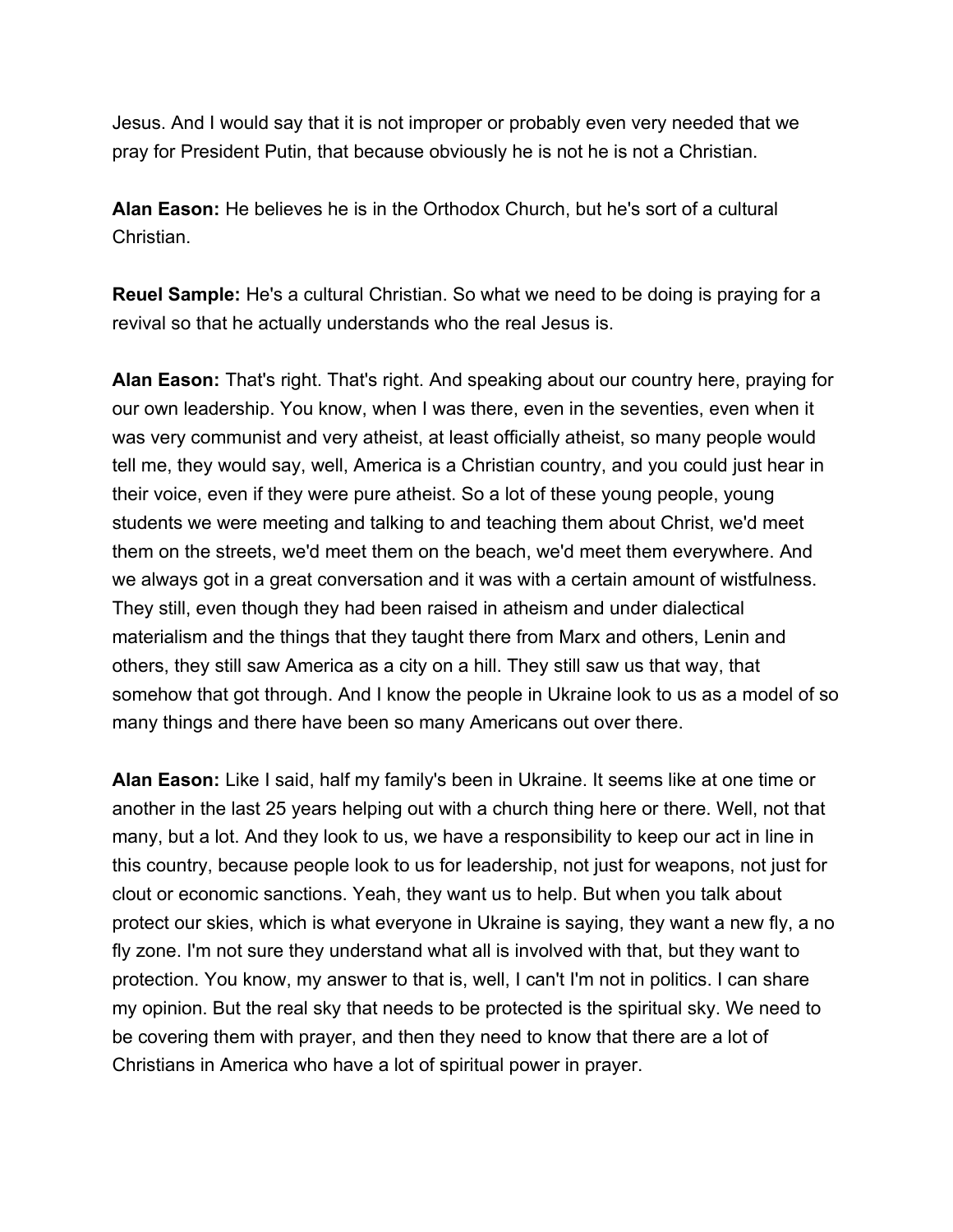Jesus. And I would say that it is not improper or probably even very needed that we pray for President Putin, that because obviously he is not he is not a Christian.

**Alan Eason:** He believes he is in the Orthodox Church, but he's sort of a cultural Christian.

**Reuel Sample:** He's a cultural Christian. So what we need to be doing is praying for a revival so that he actually understands who the real Jesus is.

**Alan Eason:** That's right. That's right. And speaking about our country here, praying for our own leadership. You know, when I was there, even in the seventies, even when it was very communist and very atheist, at least officially atheist, so many people would tell me, they would say, well, America is a Christian country, and you could just hear in their voice, even if they were pure atheist. So a lot of these young people, young students we were meeting and talking to and teaching them about Christ, we'd meet them on the streets, we'd meet them on the beach, we'd meet them everywhere. And we always got in a great conversation and it was with a certain amount of wistfulness. They still, even though they had been raised in atheism and under dialectical materialism and the things that they taught there from Marx and others, Lenin and others, they still saw America as a city on a hill. They still saw us that way, that somehow that got through. And I know the people in Ukraine look to us as a model of so many things and there have been so many Americans out over there.

**Alan Eason:** Like I said, half my family's been in Ukraine. It seems like at one time or another in the last 25 years helping out with a church thing here or there. Well, not that many, but a lot. And they look to us, we have a responsibility to keep our act in line in this country, because people look to us for leadership, not just for weapons, not just for clout or economic sanctions. Yeah, they want us to help. But when you talk about protect our skies, which is what everyone in Ukraine is saying, they want a new fly, a no fly zone. I'm not sure they understand what all is involved with that, but they want to protection. You know, my answer to that is, well, I can't I'm not in politics. I can share my opinion. But the real sky that needs to be protected is the spiritual sky. We need to be covering them with prayer, and then they need to know that there are a lot of Christians in America who have a lot of spiritual power in prayer.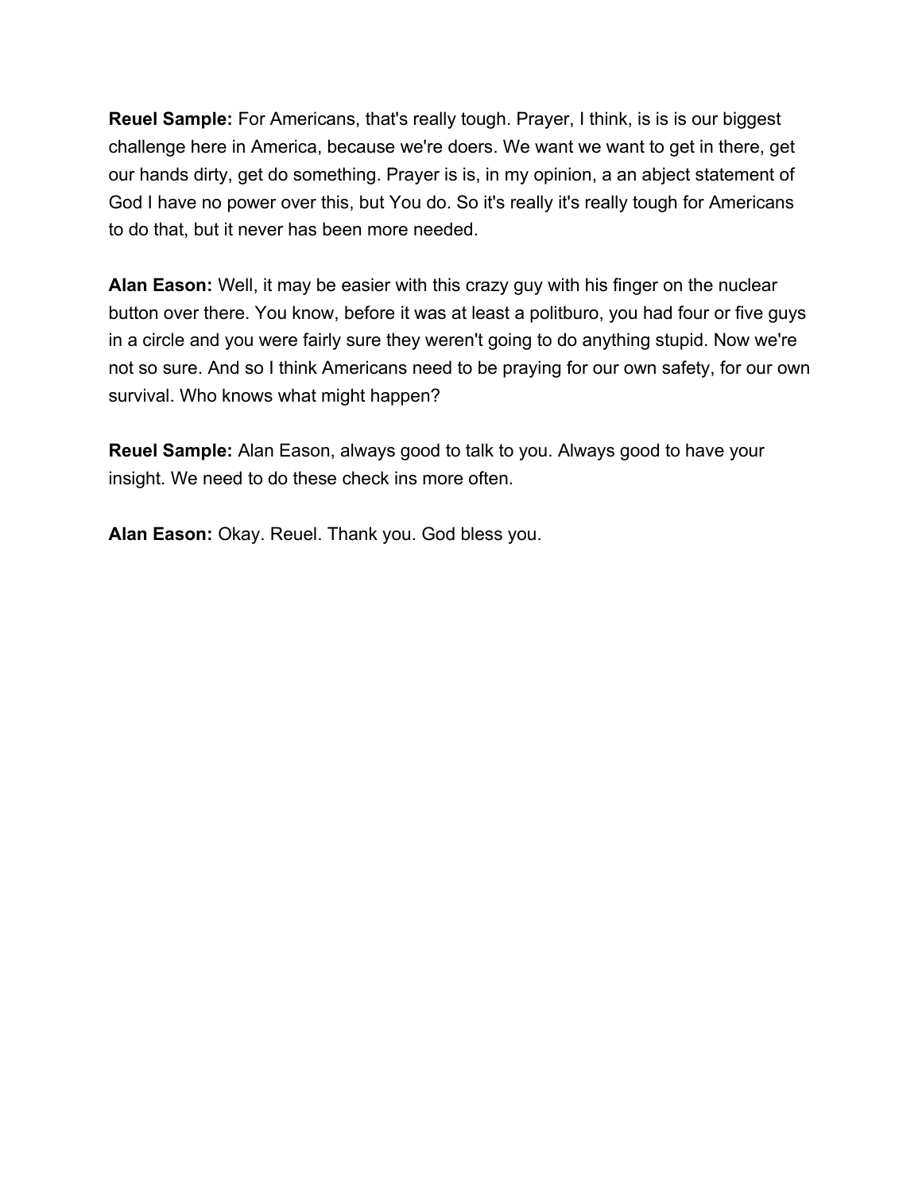**Reuel Sample:** For Americans, that's really tough. Prayer, I think, is is is our biggest challenge here in America, because we're doers. We want we want to get in there, get our hands dirty, get do something. Prayer is is, in my opinion, a an abject statement of God I have no power over this, but You do. So it's really it's really tough for Americans to do that, but it never has been more needed.

**Alan Eason:** Well, it may be easier with this crazy guy with his finger on the nuclear button over there. You know, before it was at least a politburo, you had four or five guys in a circle and you were fairly sure they weren't going to do anything stupid. Now we're not so sure. And so I think Americans need to be praying for our own safety, for our own survival. Who knows what might happen?

**Reuel Sample:** Alan Eason, always good to talk to you. Always good to have your insight. We need to do these check ins more often.

**Alan Eason:** Okay. Reuel. Thank you. God bless you.